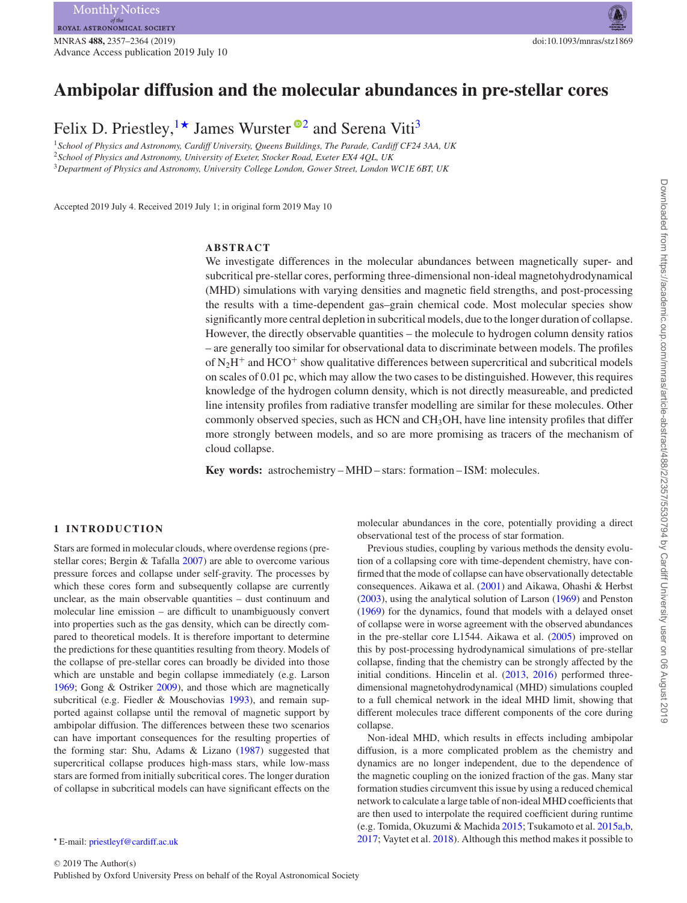# Ambipolar diffusion and the molecular abundances in pre-stellar cores

Felix D. Priestley,[1★] James Wurster[2] and Serena Viti[3]

[1] School of Physics and Astronomy, Cardiff University, Queens Buildings, The Parade, Cardiff CF24 3AA, UK
[2] School of Physics and Astronomy, University of Exeter, Stocker Road, Exeter EX4 4QL, UK
[3] Department of Physics and Astronomy, University College London, Gower Street, London WC1E 6BT, UK

Accepted 2019 July 4. Received 2019 July 1; in original form 2019 May 10

## ABSTRACT

We investigate differences in the molecular abundances between magnetically super- and subcritical pre-stellar cores, performing three-dimensional non-ideal magnetohydrodynamical (MHD) simulations with varying densities and magnetic field strengths, and post-processing the results with a time-dependent gas–grain chemical code. Most molecular species show significantly more central depletion in subcritical models, due to the longer duration of collapse. However, the directly observable quantities – the molecule to hydrogen column density ratios – are generally too similar for observational data to discriminate between models. The profiles of $N_2H^+$ and $HCO^+$ show qualitative differences between supercritical and subcritical models on scales of 0.01 pc, which may allow the two cases to be distinguished. However, this requires knowledge of the hydrogen column density, which is not directly measureable, and predicted line intensity profiles from radiative transfer modelling are similar for these molecules. Other commonly observed species, such as HCN and $CH_3OH$, have line intensity profiles that differ more strongly between models, and so are more promising as tracers of the mechanism of cloud collapse.

**Key words:** astrochemistry – MHD – stars: formation – ISM: molecules.

## 1 INTRODUCTION

Stars are formed in molecular clouds, where overdense regions (pre-stellar cores; Bergin & Tafalla 2007) are able to overcome various pressure forces and collapse under self-gravity. The processes by which these cores form and subsequently collapse are currently unclear, as the main observable quantities – dust continuum and molecular line emission – are difficult to unambiguously convert into properties such as the gas density, which can be directly compared to theoretical models. It is therefore important to determine the predictions for these quantities resulting from theory. Models of the collapse of pre-stellar cores can broadly be divided into those which are unstable and begin collapse immediately (e.g. Larson 1969; Gong & Ostriker 2009), and those which are magnetically subcritical (e.g. Fiedler & Mouschovias 1993), and remain supported against collapse until the removal of magnetic support by ambipolar diffusion. The differences between these two scenarios can have important consequences for the resulting properties of the forming star: Shu, Adams & Lizano (1987) suggested that supercritical collapse produces high-mass stars, while low-mass stars are formed from initially subcritical cores. The longer duration of collapse in subcritical models can have significant effects on the molecular abundances in the core, potentially providing a direct observational test of the process of star formation.

Previous studies, coupling by various methods the density evolution of a collapsing core with time-dependent chemistry, have confirmed that the mode of collapse can have observationally detectable consequences. Aikawa et al. (2001) and Aikawa, Ohashi & Herbst (2003), using the analytical solution of Larson (1969) and Penston (1969) for the dynamics, found that models with a delayed onset of collapse were in worse agreement with the observed abundances in the pre-stellar core L1544. Aikawa et al. (2005) improved on this by post-processing hydrodynamical simulations of pre-stellar collapse, finding that the chemistry can be strongly affected by the initial conditions. Hincelin et al. (2013, 2016) performed three-dimensional magnetohydrodynamical (MHD) simulations coupled to a full chemical network in the ideal MHD limit, showing that different molecules trace different components of the core during collapse.

Non-ideal MHD, which results in effects including ambipolar diffusion, is a more complicated problem as the chemistry and dynamics are no longer independent, due to the dependence of the magnetic coupling on the ionized fraction of the gas. Many star formation studies circumvent this issue by using a reduced chemical network to calculate a large table of non-ideal MHD coefficients that are then used to interpolate the required coefficient during runtime (e.g. Tomida, Okuzumi & Machida 2015; Tsukamoto et al. 2015a,b, 2017; Vaytet et al. 2018). Although this method makes it possible to

★ E-mail: priestleyf@cardiff.ac.uk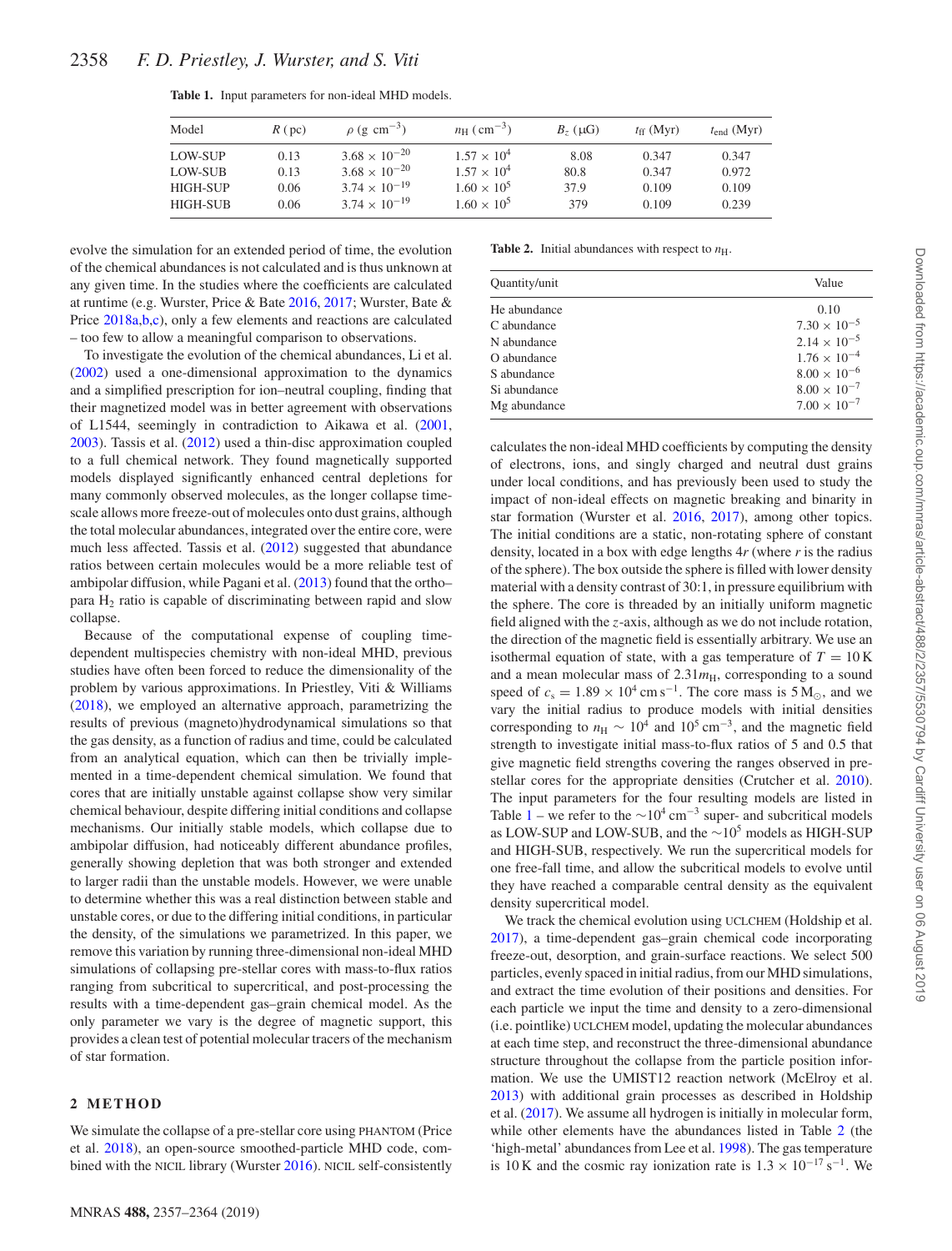**Table 1.** Input parameters for non-ideal MHD models.

| Model | $R$ (pc) | $\rho$ (g cm$^{-3}$) | $n_{\rm H}$ (cm$^{-3}$) | $B_z$ (μG) | $t_{\rm ff}$ (Myr) | $t_{\rm end}$ (Myr) |
|---|---|---|---|---|---|---|
| LOW-SUP | 0.13 | $3.68 \times 10^{-20}$ | $1.57 \times 10^{4}$ | 8.08 | 0.347 | 0.347 |
| LOW-SUB | 0.13 | $3.68 \times 10^{-20}$ | $1.57 \times 10^{4}$ | 80.8 | 0.347 | 0.972 |
| HIGH-SUP | 0.06 | $3.74 \times 10^{-19}$ | $1.60 \times 10^{5}$ | 37.9 | 0.109 | 0.109 |
| HIGH-SUB | 0.06 | $3.74 \times 10^{-19}$ | $1.60 \times 10^{5}$ | 379 | 0.109 | 0.239 |

evolve the simulation for an extended period of time, the evolution of the chemical abundances is not calculated and is thus unknown at any given time. In the studies where the coefficients are calculated at runtime (e.g. Wurster, Price & Bate 2016, 2017; Wurster, Bate & Price 2018a,b,c), only a few elements and reactions are calculated – too few to allow a meaningful comparison to observations.

To investigate the evolution of the chemical abundances, Li et al. (2002) used a one-dimensional approximation to the dynamics and a simplified prescription for ion–neutral coupling, finding that their magnetized model was in better agreement with observations of L1544, seemingly in contradiction to Aikawa et al. (2001, 2003). Tassis et al. (2012) used a thin-disc approximation coupled to a full chemical network. They found magnetically supported models displayed significantly enhanced central depletions for many commonly observed molecules, as the longer collapse time-scale allows more freeze-out of molecules onto dust grains, although the total molecular abundances, integrated over the entire core, were much less affected. Tassis et al. (2012) suggested that abundance ratios between certain molecules would be a more reliable test of ambipolar diffusion, while Pagani et al. (2013) found that the ortho–para $H_2$ ratio is capable of discriminating between rapid and slow collapse.

Because of the computational expense of coupling time-dependent multispecies chemistry with non-ideal MHD, previous studies have often been forced to reduce the dimensionality of the problem by various approximations. In Priestley, Viti & Williams (2018), we employed an alternative approach, parametrizing the results of previous (magneto)hydrodynamical simulations so that the gas density, as a function of radius and time, could be calculated from an analytical equation, which can then be trivially implemented in a time-dependent chemical simulation. We found that cores that are initially unstable against collapse show very similar chemical behaviour, despite differing initial conditions and collapse mechanisms. Our initially stable models, which collapse due to ambipolar diffusion, had noticeably different abundance profiles, generally showing depletion that was both stronger and extended to larger radii than the unstable models. However, we were unable to determine whether this was a real distinction between stable and unstable cores, or due to the differing initial conditions, in particular the density, of the simulations we parametrized. In this paper, we remove this variation by running three-dimensional non-ideal MHD simulations of collapsing pre-stellar cores with mass-to-flux ratios ranging from subcritical to supercritical, and post-processing the results with a time-dependent gas–grain chemical model. As the only parameter we vary is the degree of magnetic support, this provides a clean test of potential molecular tracers of the mechanism of star formation.

## 2 METHOD

We simulate the collapse of a pre-stellar core using PHANTOM (Price et al. 2018), an open-source smoothed-particle MHD code, combined with the NICIL library (Wurster 2016). NICIL self-consistently calculates the non-ideal MHD coefficients by computing the density of electrons, ions, and singly charged and neutral dust grains under local conditions, and has previously been used to study the impact of non-ideal effects on magnetic breaking and binarity in star formation (Wurster et al. 2016, 2017), among other topics. The initial conditions are a static, non-rotating sphere of constant density, located in a box with edge lengths $4r$ (where $r$ is the radius of the sphere). The box outside the sphere is filled with lower density material with a density contrast of 30:1, in pressure equilibrium with the sphere. The core is threaded by an initially uniform magnetic field aligned with the $z$-axis, although as we do not include rotation, the direction of the magnetic field is essentially arbitrary. We use an isothermal equation of state, with a gas temperature of $T = 10$ K and a mean molecular mass of $2.31m_{\rm H}$, corresponding to a sound speed of $c_{\rm s} = 1.89 \times 10^{4}$ cm s$^{-1}$. The core mass is $5\,{\rm M}_{\odot}$, and we vary the initial radius to produce models with initial densities corresponding to $n_{\rm H} \sim 10^{4}$ and $10^{5}$ cm$^{-3}$, and the magnetic field strength to investigate initial mass-to-flux ratios of 5 and 0.5 that give magnetic field strengths covering the ranges observed in pre-stellar cores for the appropriate densities (Crutcher et al. 2010). The input parameters for the four resulting models are listed in Table 1 – we refer to the $\sim 10^{4}$ cm$^{-3}$ super- and subcritical models as LOW-SUP and LOW-SUB, and the $\sim 10^{5}$ models as HIGH-SUP and HIGH-SUB, respectively. We run the supercritical models for one free-fall time, and allow the subcritical models to evolve until they have reached a comparable central density as the equivalent density supercritical model.

**Table 2.** Initial abundances with respect to $n_{\rm H}$.

| Quantity/unit | Value |
|---|---|
| He abundance | 0.10 |
| C abundance | $7.30 \times 10^{-5}$ |
| N abundance | $2.14 \times 10^{-5}$ |
| O abundance | $1.76 \times 10^{-4}$ |
| S abundance | $8.00 \times 10^{-6}$ |
| Si abundance | $8.00 \times 10^{-7}$ |
| Mg abundance | $7.00 \times 10^{-7}$ |

We track the chemical evolution using UCLCHEM (Holdship et al. 2017), a time-dependent gas–grain chemical code incorporating freeze-out, desorption, and grain-surface reactions. We select 500 particles, evenly spaced in initial radius, from our MHD simulations, and extract the time evolution of their positions and densities. For each particle we input the time and density to a zero-dimensional (i.e. pointlike) UCLCHEM model, updating the molecular abundances at each time step, and reconstruct the three-dimensional abundance structure throughout the collapse from the particle position information. We use the UMIST12 reaction network (McElroy et al. 2013) with additional grain processes as described in Holdship et al. (2017). We assume all hydrogen is initially in molecular form, while other elements have the abundances listed in Table 2 (the 'high-metal' abundances from Lee et al. 1998). The gas temperature is 10 K and the cosmic ray ionization rate is $1.3 \times 10^{-17}$ s$^{-1}$. We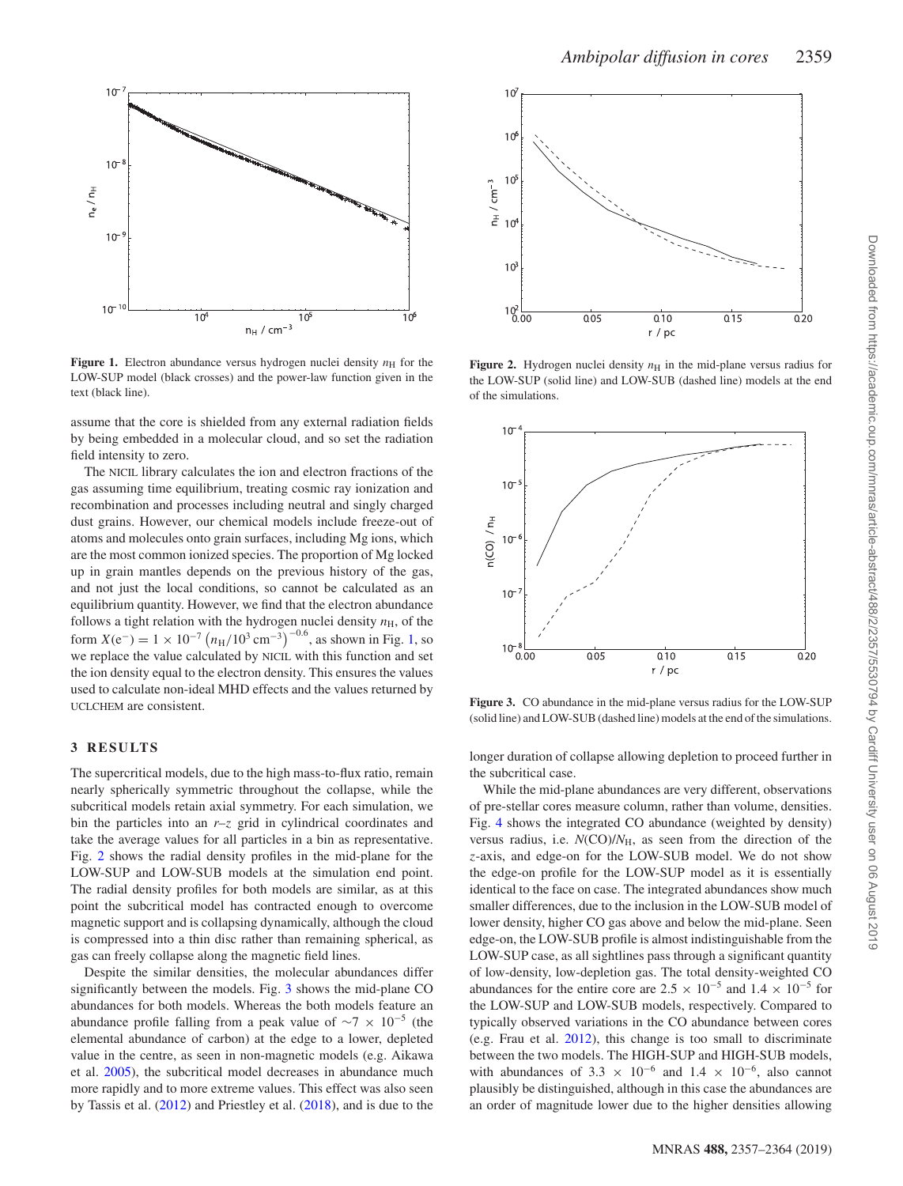**Figure 1.** Electron abundance versus hydrogen nuclei density $n_{\rm H}$ for the LOW-SUP model (black crosses) and the power-law function given in the text (black line).

**Figure 2.** Hydrogen nuclei density $n_{\rm H}$ in the mid-plane versus radius for the LOW-SUP (solid line) and LOW-SUB (dashed line) models at the end of the simulations.

**Figure 3.** CO abundance in the mid-plane versus radius for the LOW-SUP (solid line) and LOW-SUB (dashed line) models at the end of the simulations.

assume that the core is shielded from any external radiation fields by being embedded in a molecular cloud, and so set the radiation field intensity to zero.

The NICIL library calculates the ion and electron fractions of the gas assuming time equilibrium, treating cosmic ray ionization and recombination and processes including neutral and singly charged dust grains. However, our chemical models include freeze-out of atoms and molecules onto grain surfaces, including Mg ions, which are the most common ionized species. The proportion of Mg locked up in grain mantles depends on the previous history of the gas, and not just the local conditions, so cannot be calculated as an equilibrium quantity. However, we find that the electron abundance follows a tight relation with the hydrogen nuclei density $n_{\rm H}$, of the form $X({\rm e}^-) = 1 \times 10^{-7} \left(n_{\rm H}/10^3\,{\rm cm}^{-3}\right)^{-0.6}$, as shown in Fig. 1, so we replace the value calculated by NICIL with this function and set the ion density equal to the electron density. This ensures the values used to calculate non-ideal MHD effects and the values returned by UCLCHEM are consistent.

## 3 RESULTS

The supercritical models, due to the high mass-to-flux ratio, remain nearly spherically symmetric throughout the collapse, while the subcritical models retain axial symmetry. For each simulation, we bin the particles into an $r$–$z$ grid in cylindrical coordinates and take the average values for all particles in a bin as representative. Fig. 2 shows the radial density profiles in the mid-plane for the LOW-SUP and LOW-SUB models at the simulation end point. The radial density profiles for both models are similar, as at this point the subcritical model has contracted enough to overcome magnetic support and is collapsing dynamically, although the cloud is compressed into a thin disc rather than remaining spherical, as gas can freely collapse along the magnetic field lines.

Despite the similar densities, the molecular abundances differ significantly between the models. Fig. 3 shows the mid-plane CO abundances for both models. Whereas the both models feature an abundance profile falling from a peak value of $\sim 7 \times 10^{-5}$ (the elemental abundance of carbon) at the edge to a lower, depleted value in the centre, as seen in non-magnetic models (e.g. Aikawa et al. 2005), the subcritical model decreases in abundance much more rapidly and to more extreme values. This effect was also seen by Tassis et al. (2012) and Priestley et al. (2018), and is due to the longer duration of collapse allowing depletion to proceed further in the subcritical case.

While the mid-plane abundances are very different, observations of pre-stellar cores measure column, rather than volume, densities. Fig. 4 shows the integrated CO abundance (weighted by density) versus radius, i.e. $N({\rm CO})/N_{\rm H}$, as seen from the direction of the $z$-axis, and edge-on for the LOW-SUB model. We do not show the edge-on profile for the LOW-SUP model as it is essentially identical to the face on case. The integrated abundances show much smaller differences, due to the inclusion in the LOW-SUB model of lower density, higher CO gas above and below the mid-plane. Seen edge-on, the LOW-SUB profile is almost indistinguishable from the LOW-SUP case, as all sightlines pass through a significant quantity of low-density, low-depletion gas. The total density-weighted CO abundances for the entire core are $2.5 \times 10^{-5}$ and $1.4 \times 10^{-5}$ for the LOW-SUP and LOW-SUB models, respectively. Compared to typically observed variations in the CO abundance between cores (e.g. Frau et al. 2012), this change is too small to discriminate between the two models. The HIGH-SUP and HIGH-SUB models, with abundances of $3.3 \times 10^{-6}$ and $1.4 \times 10^{-6}$, also cannot plausibly be distinguished, although in this case the abundances are an order of magnitude lower due to the higher densities allowing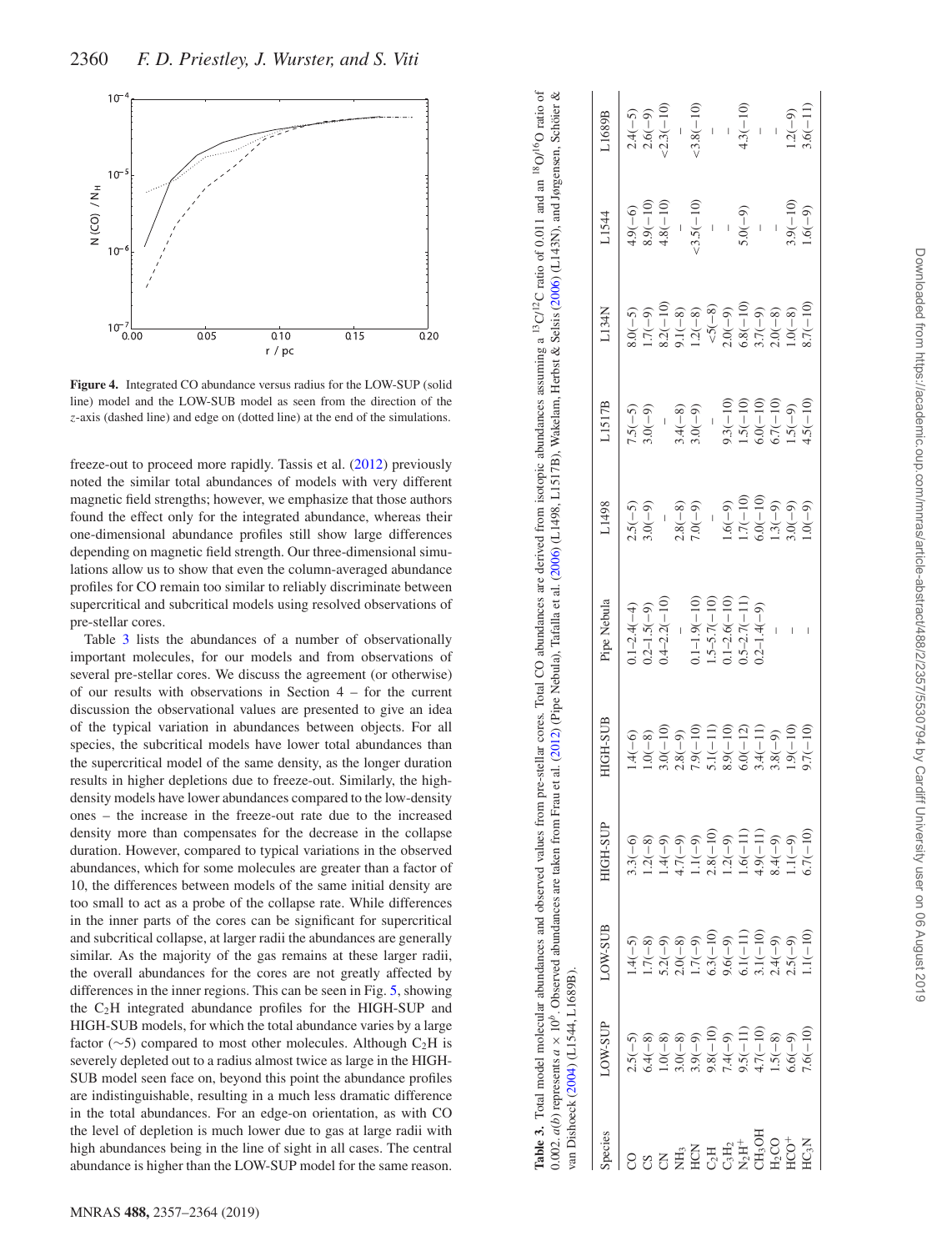**Figure 4.** Integrated CO abundance versus radius for the LOW-SUP (solid line) model and the LOW-SUB model as seen from the direction of the $z$-axis (dashed line) and edge on (dotted line) at the end of the simulations.

freeze-out to proceed more rapidly. Tassis et al. (2012) previously noted the similar total abundances of models with very different magnetic field strengths; however, we emphasize that those authors found the effect only for the integrated abundance, whereas their one-dimensional abundance profiles still show large differences depending on magnetic field strength. Our three-dimensional simulations allow us to show that even the column-averaged abundance profiles for CO remain too similar to reliably discriminate between supercritical and subcritical models using resolved observations of pre-stellar cores.

Table 3 lists the abundances of a number of observationally important molecules, for our models and from observations of several pre-stellar cores. We discuss the agreement (or otherwise) of our results with observations in Section 4 – for the current discussion the observational values are presented to give an idea of the typical variation in abundances between objects. For all species, the subcritical models have lower total abundances than the supercritical model of the same density, as the longer duration results in higher depletions due to freeze-out. Similarly, the high-density models have lower abundances compared to the low-density ones – the increase in the freeze-out rate due to the increased density more than compensates for the decrease in the collapse duration. However, compared to typical variations in the observed abundances, which for some molecules are greater than a factor of 10, the differences between models of the same initial density are too small to act as a probe of the collapse rate. While differences in the inner parts of the cores can be significant for supercritical and subcritical collapse, at larger radii the abundances are generally similar. As the majority of the gas remains at these larger radii, the overall abundances for the cores are not greatly affected by differences in the inner regions. This can be seen in Fig. 5, showing the $C_2H$ integrated abundance profiles for the HIGH-SUP and HIGH-SUB models, for which the total abundance varies by a large factor (∼5) compared to most other molecules. Although $C_2H$ is severely depleted out to a radius almost twice as large in the HIGH-SUB model seen face on, beyond this point the abundance profiles are indistinguishable, resulting in a much less dramatic difference in the total abundances. For an edge-on orientation, as with CO the level of depletion is much lower due to gas at large radii with high abundances being in the line of sight in all cases. The central abundance is higher than the LOW-SUP model for the same reason.

**Table 3.** Total model molecular abundances and observed values from pre-stellar cores. Total CO abundances are derived from isotopic abundances assuming a $^{13}C/^{12}C$ ratio of 0.011 and an $^{18}O/^{16}O$ ratio of 0.002. $a(b)$ represents $a \times 10^b$. Observed abundances are taken from Frau et al. (2012) (Pipe Nebula), Tafalla et al. (2006) (L1498, L1517B), Wakelam, Herbst & Selsis (2006) (L143N), and Jørgensen, Schöier & van Dishoeck (2004) (L1544, L1689B).

| Species | LOW-SUP | LOW-SUB | HIGH-SUP | HIGH-SUB | Pipe Nebula | L1498 | L1517B | L134N | L1544 | L1689B |
|---|---|---|---|---|---|---|---|---|---|---|
| CO | 2.5(−5) | 1.4(−5) | 3.3(−6) | 1.4(−6) | 0.1–2.4(−4) | 2.5(−5) | 7.5(−5) | 8.0(−5) | 4.9(−6) | 2.4(−5) |
| CS | 6.4(−8) | 1.7(−8) | 1.2(−8) | 1.0(−8) | 0.2–1.5(−9) | 3.0(−9) | 3.0(−9) | 1.7(−9) | 8.9(−10) | 2.6(−9) |
| CN | 1.0(−8) | 5.2(−9) | 1.4(−9) | 3.0(−10) | 0.4–2.2(−10) | – | – | 8.2(−10) | 4.8(−10) | <2.3(−10) |
| $NH_3$ | 3.0(−8) | 2.0(−8) | 4.7(−9) | 2.8(−9) | – | 2.8(−8) | 3.4(−8) | 9.1(−8) | – | – |
| HCN | 3.9(−9) | 1.7(−9) | 1.1(−9) | 7.9(−10) | 0.1–1.9(−10) | 7.0(−9) | 3.0(−9) | 1.2(−8) | <3.5(−10) | <3.8(−10) |
| $C_2H$ | 9.8(−10) | 6.3(−10) | 2.8(−10) | 5.1(−11) | 1.5–5.7(−10) | – | – | <5(−8) | – | – |
| $C_3H_2$ | 7.4(−9) | 9.6(−9) | 1.2(−9) | 8.9(−10) | 0.1–2.6(−10) | 1.6(−9) | 9.3(−10) | 2.0(−9) | – | – |
| $N_2H^+$ | 9.5(−11) | 6.1(−11) | 1.6(−11) | 6.0(−12) | 0.5–2.7(−11) | 1.7(−10) | 1.5(−10) | 6.8(−10) | 5.0(−9) | 4.3(−10) |
| $CH_3OH$ | 4.7(−10) | 3.1(−10) | 4.9(−11) | 3.4(−11) | 0.2–1.4(−9) | 6.0(−10) | 6.0(−10) | 3.7(−9) | – | – |
| $H_2CO$ | 1.5(−8) | 2.4(−9) | 8.4(−9) | 3.8(−9) | – | 1.3(−9) | 6.7(−10) | 2.0(−8) | – | – |
| $HCO^+$ | 6.6(−9) | 2.5(−9) | 1.1(−9) | 1.9(−10) | – | 3.0(−9) | 1.5(−9) | 1.0(−8) | 3.9(−10) | 1.2(−9) |
| $HC_3N$ | 7.6(−10) | 1.1(−10) | 6.7(−10) | 9.7(−10) | – | 1.0(−9) | 4.5(−10) | 8.7(−10) | 1.6(−9) | 3.6(−11) |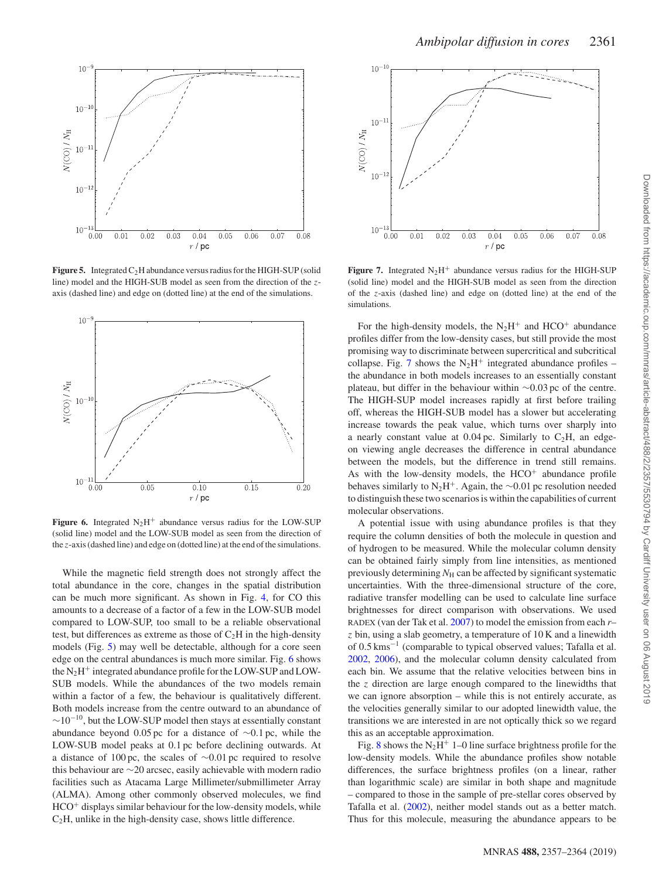**Figure 5.** Integrated $C_2H$ abundance versus radius for the HIGH-SUP (solid line) model and the HIGH-SUB model as seen from the direction of the $z$-axis (dashed line) and edge on (dotted line) at the end of the simulations.

**Figure 6.** Integrated $N_2H^+$ abundance versus radius for the LOW-SUP (solid line) model and the LOW-SUB model as seen from the direction of the $z$-axis (dashed line) and edge on (dotted line) at the end of the simulations.

While the magnetic field strength does not strongly affect the total abundance in the core, changes in the spatial distribution can be much more significant. As shown in Fig. 4, for CO this amounts to a decrease of a factor of a few in the LOW-SUB model compared to LOW-SUP, too small to be a reliable observational test, but differences as extreme as those of $C_2H$ in the high-density models (Fig. 5) may well be detectable, although for a core seen edge on the central abundances is much more similar. Fig. 6 shows the $N_2H^+$ integrated abundance profile for the LOW-SUP and LOW-SUB models. While the abundances of the two models remain within a factor of a few, the behaviour is qualitatively different. Both models increase from the centre outward to an abundance of $\sim10^{-10}$, but the LOW-SUP model then stays at essentially constant abundance beyond 0.05 pc for a distance of $\sim$0.1 pc, while the LOW-SUB model peaks at 0.1 pc before declining outwards. At a distance of 100 pc, the scales of $\sim$0.01 pc required to resolve this behaviour are $\sim$20 arcsec, easily achievable with modern radio facilities such as Atacama Large Millimeter/submillimeter Array (ALMA). Among other commonly observed molecules, we find $HCO^+$ displays similar behaviour for the low-density models, while $C_2H$, unlike in the high-density case, shows little difference.

**Figure 7.** Integrated $N_2H^+$ abundance versus radius for the HIGH-SUP (solid line) model and the HIGH-SUB model as seen from the direction of the $z$-axis (dashed line) and edge on (dotted line) at the end of the simulations.

For the high-density models, the $N_2H^+$ and $HCO^+$ abundance profiles differ from the low-density cases, but still provide the most promising way to discriminate between supercritical and subcritical collapse. Fig. 7 shows the $N_2H^+$ integrated abundance profiles – the abundance in both models increases to an essentially constant plateau, but differ in the behaviour within $\sim$0.03 pc of the centre. The HIGH-SUP model increases rapidly at first before trailing off, whereas the HIGH-SUB model has a slower but accelerating increase towards the peak value, which turns over sharply into a nearly constant value at 0.04 pc. Similarly to $C_2H$, an edge-on viewing angle decreases the difference in central abundance between the models, but the difference in trend still remains. As with the low-density models, the $HCO^+$ abundance profile behaves similarly to $N_2H^+$. Again, the $\sim$0.01 pc resolution needed to distinguish these two scenarios is within the capabilities of current molecular observations.

A potential issue with using abundance profiles is that they require the column densities of both the molecule in question and of hydrogen to be measured. While the molecular column density can be obtained fairly simply from line intensities, as mentioned previously determining $N_H$ can be affected by significant systematic uncertainties. With the three-dimensional structure of the core, radiative transfer modelling can be used to calculate line surface brightnesses for direct comparison with observations. We used RADEX (van der Tak et al. 2007) to model the emission from each $r$–$z$ bin, using a slab geometry, a temperature of 10 K and a linewidth of 0.5 $\mathrm{km\,s^{-1}}$ (comparable to typical observed values; Tafalla et al. 2002, 2006), and the molecular column density calculated from each bin. We assume that the relative velocities between bins in the $z$ direction are large enough compared to the linewidths that we can ignore absorption – while this is not entirely accurate, as the velocities generally similar to our adopted linewidth value, the transitions we are interested in are not optically thick so we regard this as an acceptable approximation.

Fig. 8 shows the $N_2H^+$ 1–0 line surface brightness profile for the low-density models. While the abundance profiles show notable differences, the surface brightness profiles (on a linear, rather than logarithmic scale) are similar in both shape and magnitude – compared to those in the sample of pre-stellar cores observed by Tafalla et al. (2002), neither model stands out as a better match. Thus for this molecule, measuring the abundance appears to be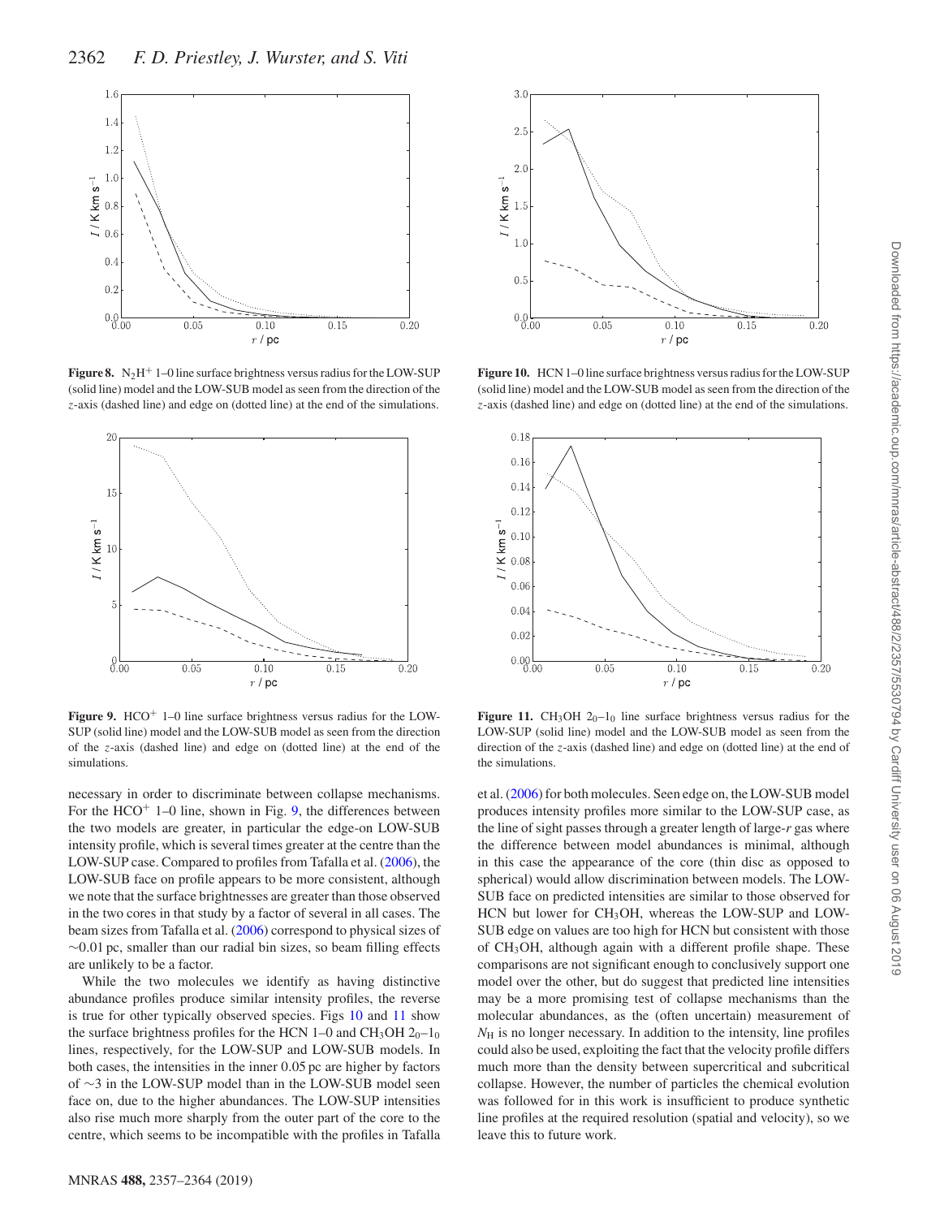**Figure 8.** $N_2H^+$ 1–0 line surface brightness versus radius for the LOW-SUP (solid line) model and the LOW-SUB model as seen from the direction of the $z$-axis (dashed line) and edge on (dotted line) at the end of the simulations.

**Figure 9.** $HCO^+$ 1–0 line surface brightness versus radius for the LOW-SUP (solid line) model and the LOW-SUB model as seen from the direction of the $z$-axis (dashed line) and edge on (dotted line) at the end of the simulations.

**Figure 10.** HCN 1–0 line surface brightness versus radius for the LOW-SUP (solid line) model and the LOW-SUB model as seen from the direction of the $z$-axis (dashed line) and edge on (dotted line) at the end of the simulations.

**Figure 11.** $CH_3OH$ $2_0$–$1_0$ line surface brightness versus radius for the LOW-SUP (solid line) model and the LOW-SUB model as seen from the direction of the $z$-axis (dashed line) and edge on (dotted line) at the end of the simulations.

necessary in order to discriminate between collapse mechanisms. For the $HCO^+$ 1–0 line, shown in Fig. 9, the differences between the two models are greater, in particular the edge-on LOW-SUB intensity profile, which is several times greater at the centre than the LOW-SUP case. Compared to profiles from Tafalla et al. (2006), the LOW-SUB face on profile appears to be more consistent, although we note that the surface brightnesses are greater than those observed in the two cores in that study by a factor of several in all cases. The beam sizes from Tafalla et al. (2006) correspond to physical sizes of $\sim$0.01 pc, smaller than our radial bin sizes, so beam filling effects are unlikely to be a factor.

While the two molecules we identify as having distinctive abundance profiles produce similar intensity profiles, the reverse is true for other typically observed species. Figs 10 and 11 show the surface brightness profiles for the HCN 1–0 and $CH_3OH$ $2_0$–$1_0$ lines, respectively, for the LOW-SUP and LOW-SUB models. In both cases, the intensities in the inner 0.05 pc are higher by factors of $\sim$3 in the LOW-SUP model than in the LOW-SUB model seen face on, due to the higher abundances. The LOW-SUP intensities also rise much more sharply from the outer part of the core to the centre, which seems to be incompatible with the profiles in Tafalla et al. (2006) for both molecules. Seen edge on, the LOW-SUB model produces intensity profiles more similar to the LOW-SUP case, as the line of sight passes through a greater length of large-$r$ gas where the difference between model abundances is minimal, although in this case the appearance of the core (thin disc as opposed to spherical) would allow discrimination between models. The LOW-SUB face on predicted intensities are similar to those observed for HCN but lower for $CH_3OH$, whereas the LOW-SUP and LOW-SUB edge on values are too high for HCN but consistent with those of $CH_3OH$, although again with a different profile shape. These comparisons are not significant enough to conclusively support one model over the other, but do suggest that predicted line intensities may be a more promising test of collapse mechanisms than the molecular abundances, as the (often uncertain) measurement of $N_H$ is no longer necessary. In addition to the intensity, line profiles could also be used, exploiting the fact that the velocity profile differs much more than the density between supercritical and subcritical collapse. However, the number of particles the chemical evolution was followed for in this work is insufficient to produce synthetic line profiles at the required resolution (spatial and velocity), so we leave this to future work.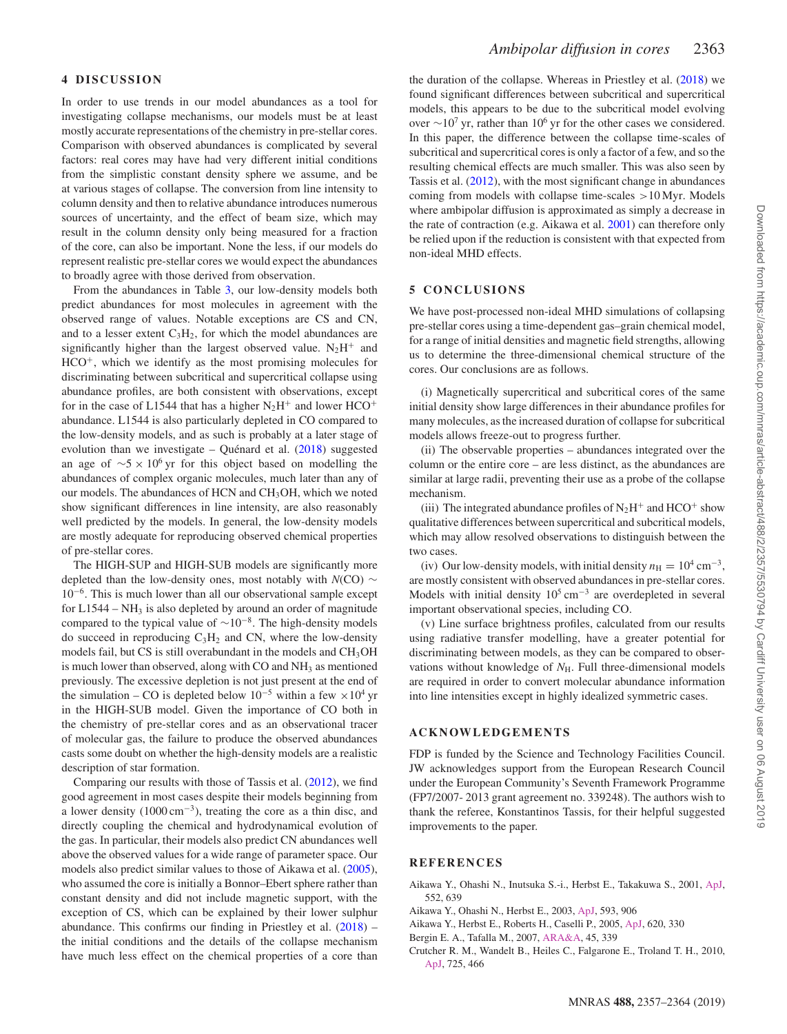## 4 DISCUSSION

In order to use trends in our model abundances as a tool for investigating collapse mechanisms, our models must be at least mostly accurate representations of the chemistry in pre-stellar cores. Comparison with observed abundances is complicated by several factors: real cores may have had very different initial conditions from the simplistic constant density sphere we assume, and be at various stages of collapse. The conversion from line intensity to column density and then to relative abundance introduces numerous sources of uncertainty, and the effect of beam size, which may result in the column density only being measured for a fraction of the core, can also be important. None the less, if our models do represent realistic pre-stellar cores we would expect the abundances to broadly agree with those derived from observation.

From the abundances in Table 3, our low-density models both predict abundances for most molecules in agreement with the observed range of values. Notable exceptions are CS and CN, and to a lesser extent $C_3H_2$, for which the model abundances are significantly higher than the largest observed value. $N_2H^+$ and $HCO^+$, which we identify as the most promising molecules for discriminating between subcritical and supercritical collapse using abundance profiles, are both consistent with observations, except for in the case of L1544 that has a higher $N_2H^+$ and lower $HCO^+$ abundance. L1544 is also particularly depleted in CO compared to the low-density models, and as such is probably at a later stage of evolution than we investigate – Quénard et al. (2018) suggested an age of $\sim 5 \times 10^6$ yr for this object based on modelling the abundances of complex organic molecules, much later than any of our models. The abundances of HCN and $CH_3OH$, which we noted show significant differences in line intensity, are also reasonably well predicted by the models. In general, the low-density models are mostly adequate for reproducing observed chemical properties of pre-stellar cores.

The HIGH-SUP and HIGH-SUB models are significantly more depleted than the low-density ones, most notably with $N(\mathrm{CO}) \sim 10^{-6}$. This is much lower than all our observational sample except for L1544 – $NH_3$ is also depleted by around an order of magnitude compared to the typical value of $\sim 10^{-8}$. The high-density models do succeed in reproducing $C_3H_2$ and CN, where the low-density models fail, but CS is still overabundant in the models and $CH_3OH$ is much lower than observed, along with CO and $NH_3$ as mentioned previously. The excessive depletion is not just present at the end of the simulation – CO is depleted below $10^{-5}$ within a few $\times 10^4$ yr in the HIGH-SUB model. Given the importance of CO both in the chemistry of pre-stellar cores and as an observational tracer of molecular gas, the failure to produce the observed abundances casts some doubt on whether the high-density models are a realistic description of star formation.

Comparing our results with those of Tassis et al. (2012), we find good agreement in most cases despite their models beginning from a lower density ($1000\,\mathrm{cm}^{-3}$), treating the core as a thin disc, and directly coupling the chemical and hydrodynamical evolution of the gas. In particular, their models also predict CN abundances well above the observed values for a wide range of parameter space. Our models also predict similar values to those of Aikawa et al. (2005), who assumed the core is initially a Bonnor–Ebert sphere rather than constant density and did not include magnetic support, with the exception of CS, which can be explained by their lower sulphur abundance. This confirms our finding in Priestley et al. (2018) – the initial conditions and the details of the collapse mechanism have much less effect on the chemical properties of a core than the duration of the collapse. Whereas in Priestley et al. (2018) we found significant differences between subcritical and supercritical models, this appears to be due to the subcritical model evolving over $\sim 10^7$ yr, rather than $10^6$ yr for the other cases we considered. In this paper, the difference between the collapse time-scales of subcritical and supercritical cores is only a factor of a few, and so the resulting chemical effects are much smaller. This was also seen by Tassis et al. (2012), with the most significant change in abundances coming from models with collapse time-scales >10 Myr. Models where ambipolar diffusion is approximated as simply a decrease in the rate of contraction (e.g. Aikawa et al. 2001) can therefore only be relied upon if the reduction is consistent with that expected from non-ideal MHD effects.

## 5 CONCLUSIONS

We have post-processed non-ideal MHD simulations of collapsing pre-stellar cores using a time-dependent gas–grain chemical model, for a range of initial densities and magnetic field strengths, allowing us to determine the three-dimensional chemical structure of the cores. Our conclusions are as follows.

(i) Magnetically supercritical and subcritical cores of the same initial density show large differences in their abundance profiles for many molecules, as the increased duration of collapse for subcritical models allows freeze-out to progress further.

(ii) The observable properties – abundances integrated over the column or the entire core – are less distinct, as the abundances are similar at large radii, preventing their use as a probe of the collapse mechanism.

(iii) The integrated abundance profiles of $N_2H^+$ and $HCO^+$ show qualitative differences between supercritical and subcritical models, which may allow resolved observations to distinguish between the two cases.

(iv) Our low-density models, with initial density $n_{\mathrm{H}} = 10^4\,\mathrm{cm}^{-3}$, are mostly consistent with observed abundances in pre-stellar cores. Models with initial density $10^5\,\mathrm{cm}^{-3}$ are overdepleted in several important observational species, including CO.

(v) Line surface brightness profiles, calculated from our results using radiative transfer modelling, have a greater potential for discriminating between models, as they can be compared to observations without knowledge of $N_{\mathrm{H}}$. Full three-dimensional models are required in order to convert molecular abundance information into line intensities except in highly idealized symmetric cases.

## ACKNOWLEDGEMENTS

FDP is funded by the Science and Technology Facilities Council. JW acknowledges support from the European Research Council under the European Community's Seventh Framework Programme (FP7/2007- 2013 grant agreement no. 339248). The authors wish to thank the referee, Konstantinos Tassis, for their helpful suggested improvements to the paper.

## REFERENCES

Aikawa Y., Ohashi N., Inutsuka S.-i., Herbst E., Takakuwa S., 2001, ApJ, 552, 639

Aikawa Y., Ohashi N., Herbst E., 2003, ApJ, 593, 906

Aikawa Y., Herbst E., Roberts H., Caselli P., 2005, ApJ, 620, 330

Bergin E. A., Tafalla M., 2007, ARA&A, 45, 339

Crutcher R. M., Wandelt B., Heiles C., Falgarone E., Troland T. H., 2010, ApJ, 725, 466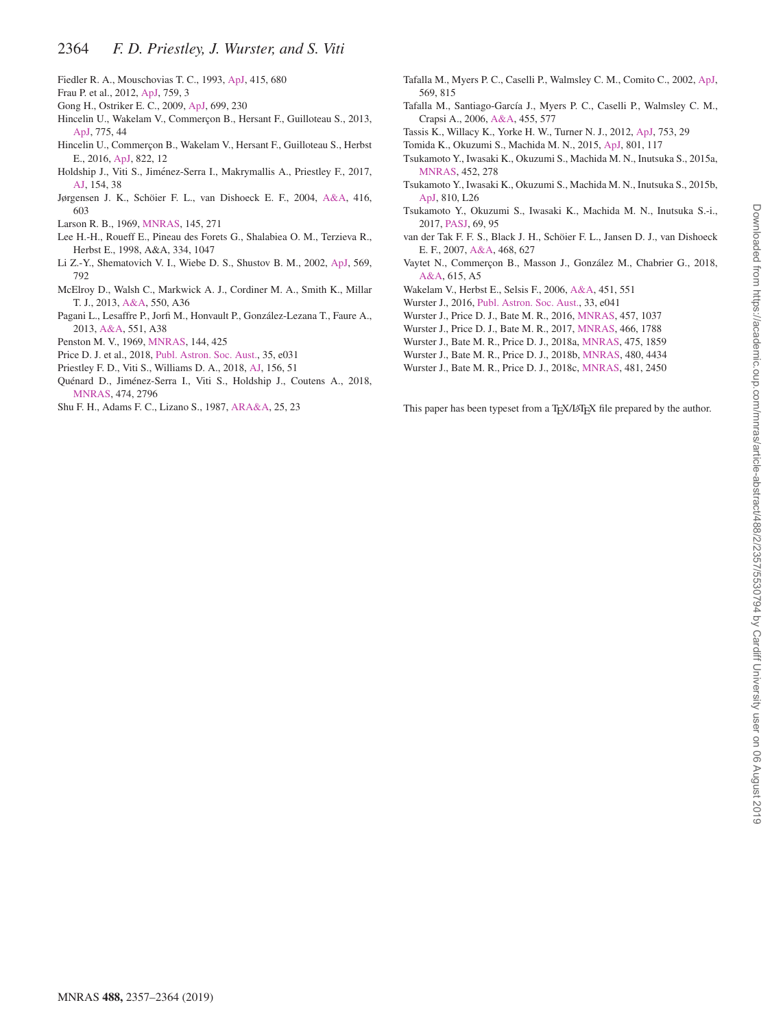Fiedler R. A., Mouschovias T. C., 1993, ApJ, 415, 680

Frau P. et al., 2012, ApJ, 759, 3

Gong H., Ostriker E. C., 2009, ApJ, 699, 230

Hincelin U., Wakelam V., Commerçon B., Hersant F., Guilloteau S., 2013, ApJ, 775, 44

Hincelin U., Commerçon B., Wakelam V., Hersant F., Guilloteau S., Herbst E., 2016, ApJ, 822, 12

Holdship J., Viti S., Jiménez-Serra I., Makrymallis A., Priestley F., 2017, AJ, 154, 38

Jørgensen J. K., Schöier F. L., van Dishoeck E. F., 2004, A&A, 416, 603

Larson R. B., 1969, MNRAS, 145, 271

Lee H.-H., Roueff E., Pineau des Forets G., Shalabiea O. M., Terzieva R., Herbst E., 1998, A&A, 334, 1047

Li Z.-Y., Shematovich V. I., Wiebe D. S., Shustov B. M., 2002, ApJ, 569, 792

McElroy D., Walsh C., Markwick A. J., Cordiner M. A., Smith K., Millar T. J., 2013, A&A, 550, A36

Pagani L., Lesaffre P., Jorfi M., Honvault P., González-Lezana T., Faure A., 2013, A&A, 551, A38

Penston M. V., 1969, MNRAS, 144, 425

Price D. J. et al., 2018, Publ. Astron. Soc. Aust., 35, e031

Priestley F. D., Viti S., Williams D. A., 2018, AJ, 156, 51

Quénard D., Jiménez-Serra I., Viti S., Holdship J., Coutens A., 2018, MNRAS, 474, 2796

Shu F. H., Adams F. C., Lizano S., 1987, ARA&A, 25, 23

Tafalla M., Myers P. C., Caselli P., Walmsley C. M., Comito C., 2002, ApJ, 569, 815

Tafalla M., Santiago-García J., Myers P. C., Caselli P., Walmsley C. M., Crapsi A., 2006, A&A, 455, 577

Tassis K., Willacy K., Yorke H. W., Turner N. J., 2012, ApJ, 753, 29

Tomida K., Okuzumi S., Machida M. N., 2015, ApJ, 801, 117

Tsukamoto Y., Iwasaki K., Okuzumi S., Machida M. N., Inutsuka S., 2015a, MNRAS, 452, 278

Tsukamoto Y., Iwasaki K., Okuzumi S., Machida M. N., Inutsuka S., 2015b, ApJ, 810, L26

Tsukamoto Y., Okuzumi S., Iwasaki K., Machida M. N., Inutsuka S.-i., 2017, PASJ, 69, 95

van der Tak F. F. S., Black J. H., Schöier F. L., Jansen D. J., van Dishoeck E. F., 2007, A&A, 468, 627

Vaytet N., Commerçon B., Masson J., González M., Chabrier G., 2018, A&A, 615, A5

Wakelam V., Herbst E., Selsis F., 2006, A&A, 451, 551

Wurster J., 2016, Publ. Astron. Soc. Aust., 33, e041

Wurster J., Price D. J., Bate M. R., 2016, MNRAS, 457, 1037

Wurster J., Price D. J., Bate M. R., 2017, MNRAS, 466, 1788

Wurster J., Bate M. R., Price D. J., 2018a, MNRAS, 475, 1859

Wurster J., Bate M. R., Price D. J., 2018b, MNRAS, 480, 4434

Wurster J., Bate M. R., Price D. J., 2018c, MNRAS, 481, 2450

This paper has been typeset from a TEX/LATEX file prepared by the author.